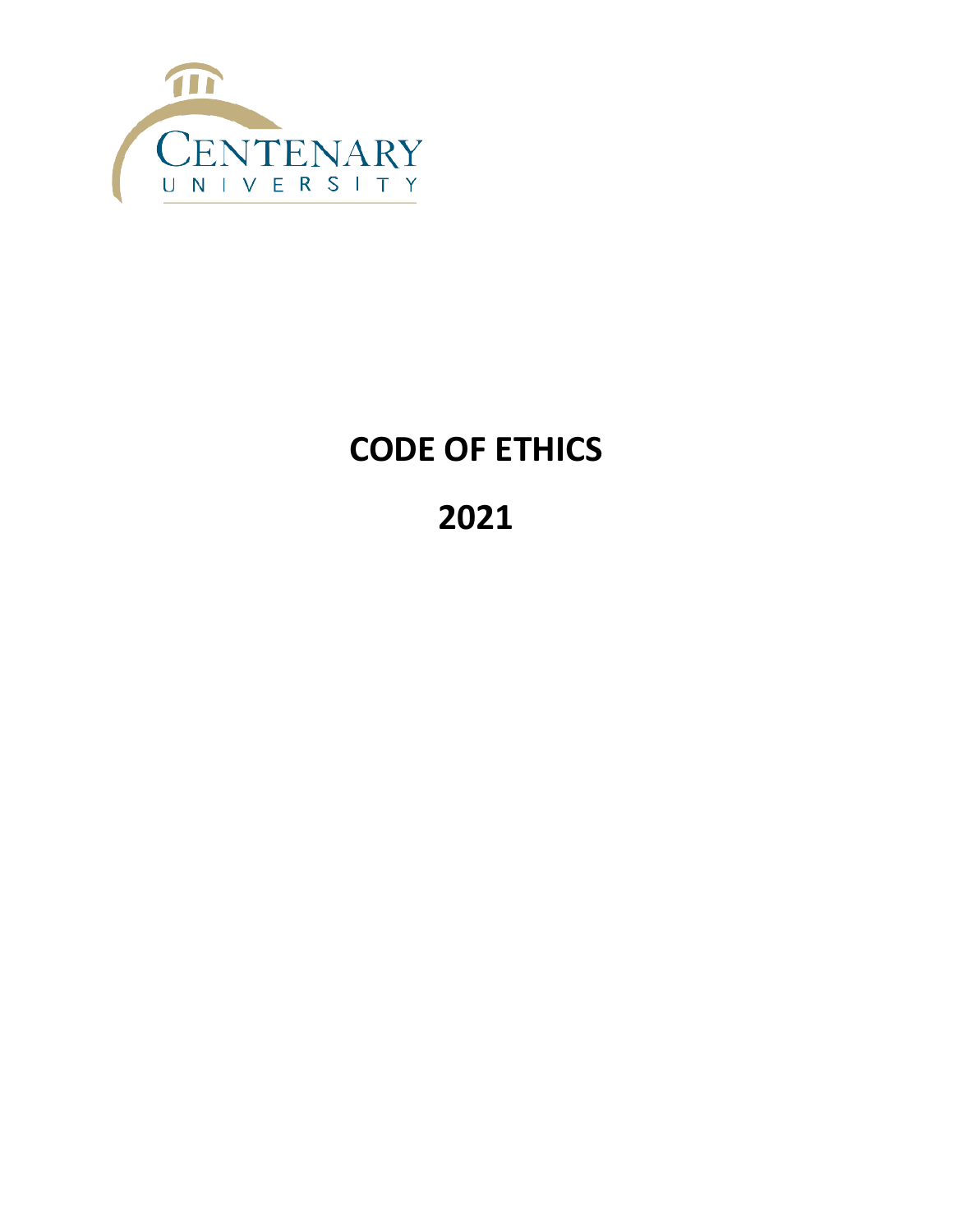CENTENARY
UNIVERSITY

# CODE OF ETHICS

# 2021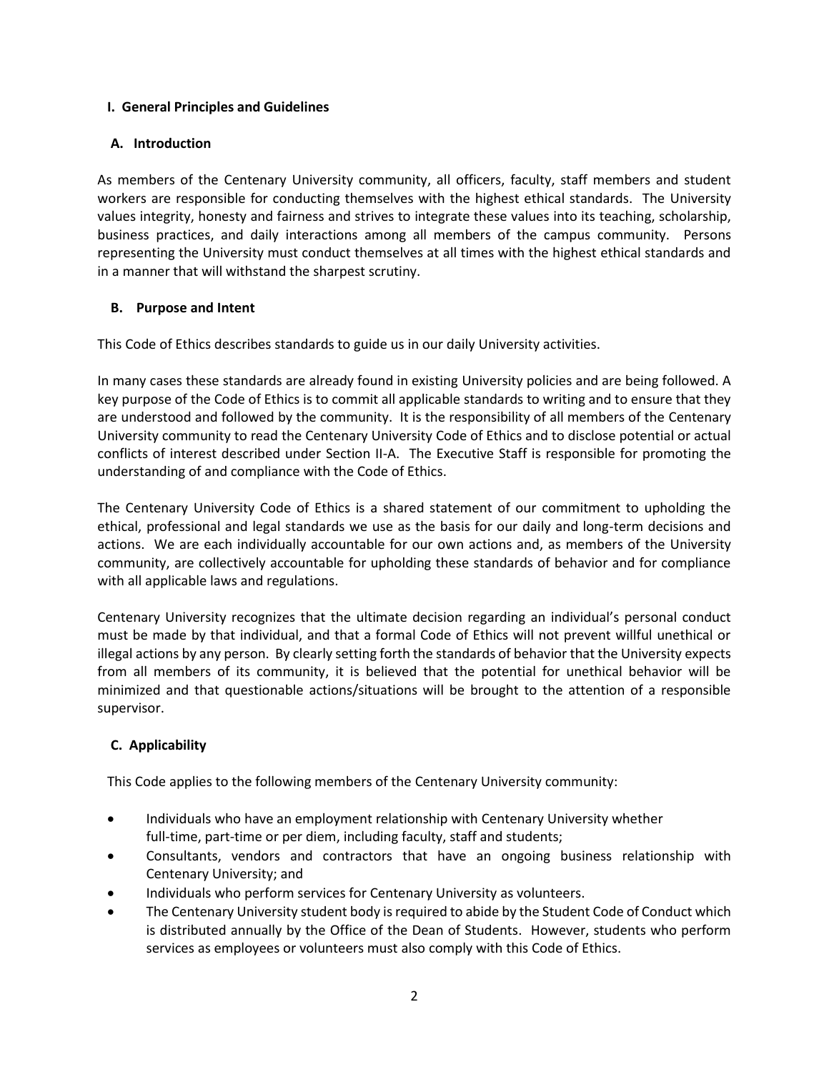## I. General Principles and Guidelines

### A. Introduction

As members of the Centenary University community, all officers, faculty, staff members and student workers are responsible for conducting themselves with the highest ethical standards. The University values integrity, honesty and fairness and strives to integrate these values into its teaching, scholarship, business practices, and daily interactions among all members of the campus community. Persons representing the University must conduct themselves at all times with the highest ethical standards and in a manner that will withstand the sharpest scrutiny.

### B. Purpose and Intent

This Code of Ethics describes standards to guide us in our daily University activities.

In many cases these standards are already found in existing University policies and are being followed. A key purpose of the Code of Ethics is to commit all applicable standards to writing and to ensure that they are understood and followed by the community. It is the responsibility of all members of the Centenary University community to read the Centenary University Code of Ethics and to disclose potential or actual conflicts of interest described under Section II-A. The Executive Staff is responsible for promoting the understanding of and compliance with the Code of Ethics.

The Centenary University Code of Ethics is a shared statement of our commitment to upholding the ethical, professional and legal standards we use as the basis for our daily and long-term decisions and actions. We are each individually accountable for our own actions and, as members of the University community, are collectively accountable for upholding these standards of behavior and for compliance with all applicable laws and regulations.

Centenary University recognizes that the ultimate decision regarding an individual's personal conduct must be made by that individual, and that a formal Code of Ethics will not prevent willful unethical or illegal actions by any person. By clearly setting forth the standards of behavior that the University expects from all members of its community, it is believed that the potential for unethical behavior will be minimized and that questionable actions/situations will be brought to the attention of a responsible supervisor.

### C. Applicability

This Code applies to the following members of the Centenary University community:

- Individuals who have an employment relationship with Centenary University whether full-time, part-time or per diem, including faculty, staff and students;
- Consultants, vendors and contractors that have an ongoing business relationship with Centenary University; and
- Individuals who perform services for Centenary University as volunteers.
- The Centenary University student body is required to abide by the Student Code of Conduct which is distributed annually by the Office of the Dean of Students. However, students who perform services as employees or volunteers must also comply with this Code of Ethics.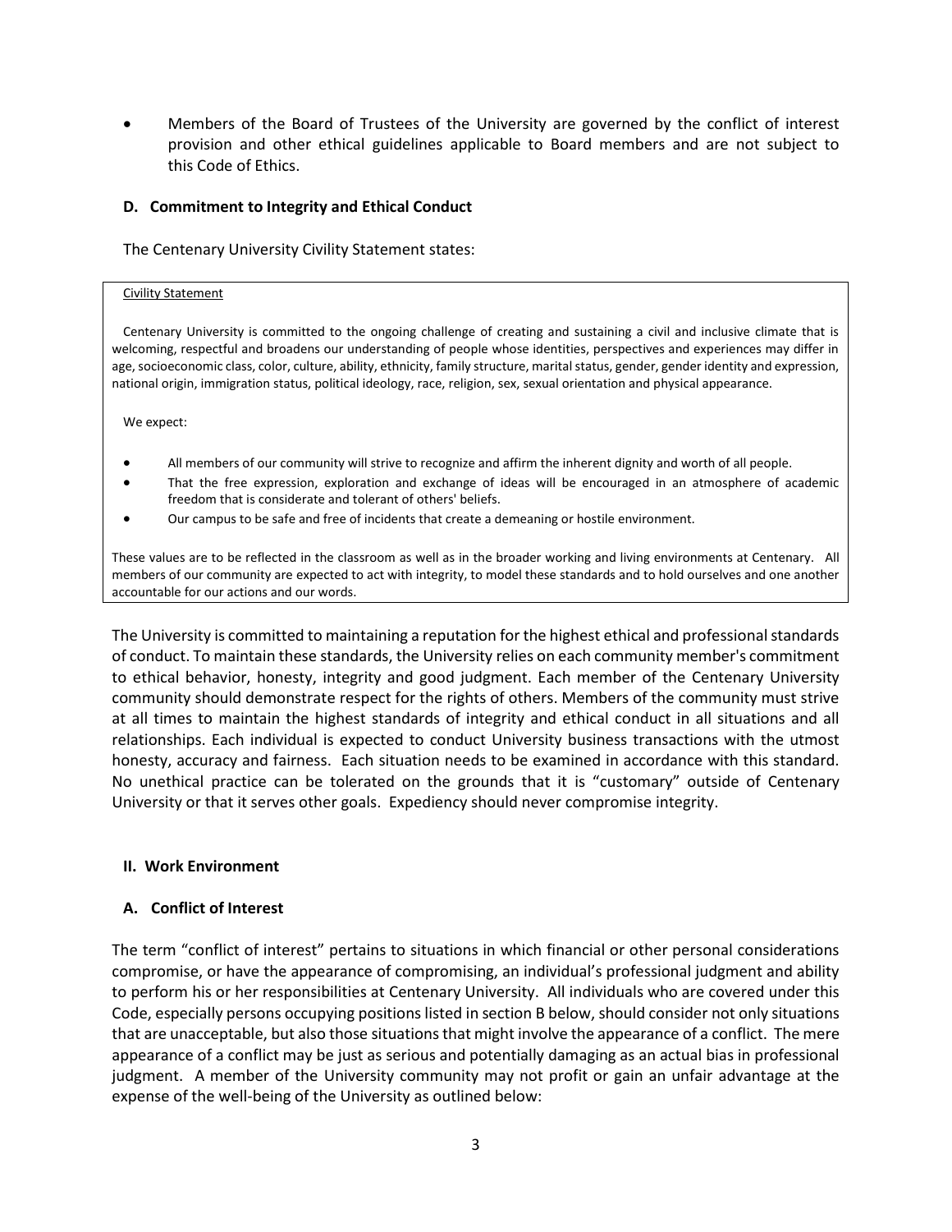- Members of the Board of Trustees of the University are governed by the conflict of interest provision and other ethical guidelines applicable to Board members and are not subject to this Code of Ethics.

### D. Commitment to Integrity and Ethical Conduct

The Centenary University Civility Statement states:

> Civility Statement
>
> Centenary University is committed to the ongoing challenge of creating and sustaining a civil and inclusive climate that is welcoming, respectful and broadens our understanding of people whose identities, perspectives and experiences may differ in age, socioeconomic class, color, culture, ability, ethnicity, family structure, marital status, gender, gender identity and expression, national origin, immigration status, political ideology, race, religion, sex, sexual orientation and physical appearance.
>
> We expect:
>
> - All members of our community will strive to recognize and affirm the inherent dignity and worth of all people.
> - That the free expression, exploration and exchange of ideas will be encouraged in an atmosphere of academic freedom that is considerate and tolerant of others' beliefs.
> - Our campus to be safe and free of incidents that create a demeaning or hostile environment.
>
> These values are to be reflected in the classroom as well as in the broader working and living environments at Centenary. All members of our community are expected to act with integrity, to model these standards and to hold ourselves and one another accountable for our actions and our words.

The University is committed to maintaining a reputation for the highest ethical and professional standards of conduct. To maintain these standards, the University relies on each community member's commitment to ethical behavior, honesty, integrity and good judgment. Each member of the Centenary University community should demonstrate respect for the rights of others. Members of the community must strive at all times to maintain the highest standards of integrity and ethical conduct in all situations and all relationships. Each individual is expected to conduct University business transactions with the utmost honesty, accuracy and fairness. Each situation needs to be examined in accordance with this standard. No unethical practice can be tolerated on the grounds that it is "customary" outside of Centenary University or that it serves other goals. Expediency should never compromise integrity.

## II. Work Environment

### A. Conflict of Interest

The term "conflict of interest" pertains to situations in which financial or other personal considerations compromise, or have the appearance of compromising, an individual's professional judgment and ability to perform his or her responsibilities at Centenary University. All individuals who are covered under this Code, especially persons occupying positions listed in section B below, should consider not only situations that are unacceptable, but also those situations that might involve the appearance of a conflict. The mere appearance of a conflict may be just as serious and potentially damaging as an actual bias in professional judgment. A member of the University community may not profit or gain an unfair advantage at the expense of the well-being of the University as outlined below: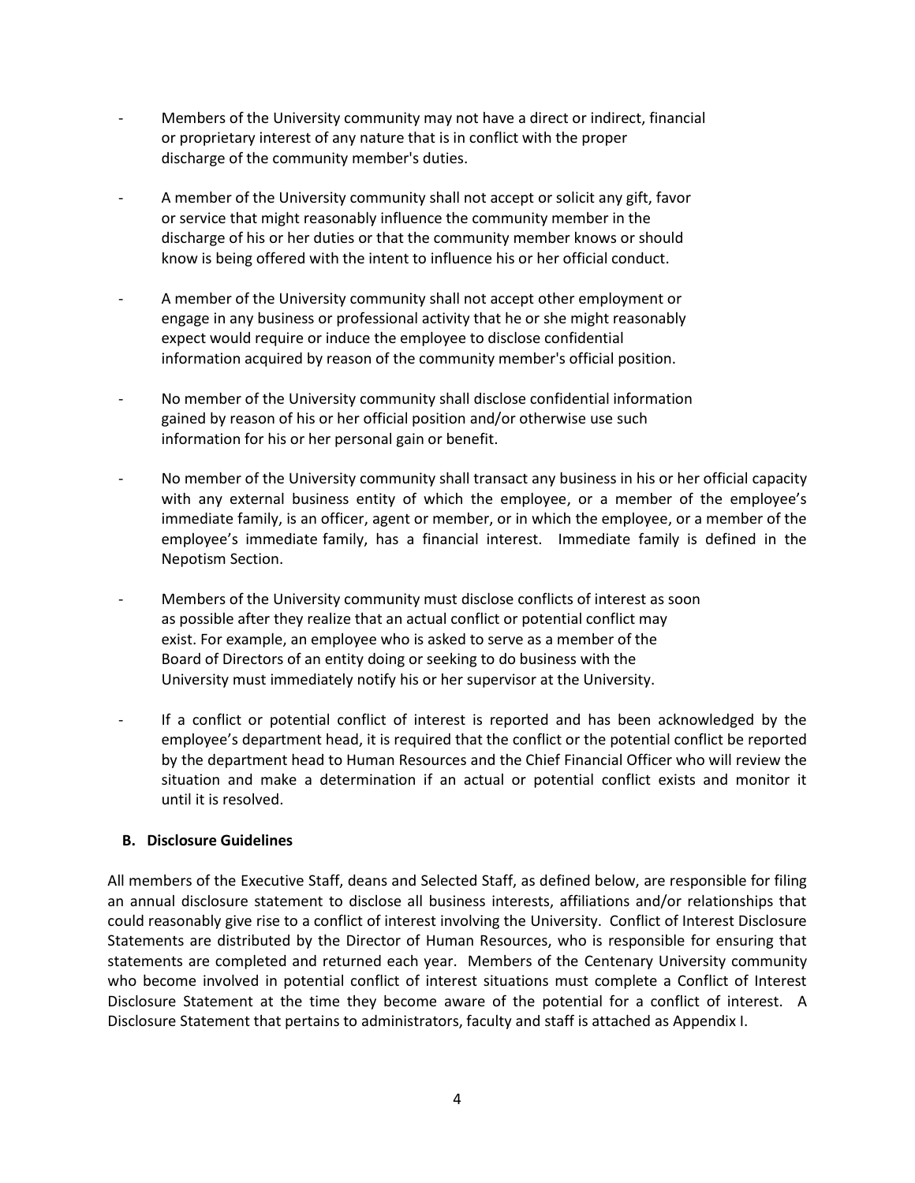- Members of the University community may not have a direct or indirect, financial or proprietary interest of any nature that is in conflict with the proper discharge of the community member's duties.

- A member of the University community shall not accept or solicit any gift, favor or service that might reasonably influence the community member in the discharge of his or her duties or that the community member knows or should know is being offered with the intent to influence his or her official conduct.

- A member of the University community shall not accept other employment or engage in any business or professional activity that he or she might reasonably expect would require or induce the employee to disclose confidential information acquired by reason of the community member's official position.

- No member of the University community shall disclose confidential information gained by reason of his or her official position and/or otherwise use such information for his or her personal gain or benefit.

- No member of the University community shall transact any business in his or her official capacity with any external business entity of which the employee, or a member of the employee's immediate family, is an officer, agent or member, or in which the employee, or a member of the employee's immediate family, has a financial interest. Immediate family is defined in the Nepotism Section.

- Members of the University community must disclose conflicts of interest as soon as possible after they realize that an actual conflict or potential conflict may exist. For example, an employee who is asked to serve as a member of the Board of Directors of an entity doing or seeking to do business with the University must immediately notify his or her supervisor at the University.

- If a conflict or potential conflict of interest is reported and has been acknowledged by the employee's department head, it is required that the conflict or the potential conflict be reported by the department head to Human Resources and the Chief Financial Officer who will review the situation and make a determination if an actual or potential conflict exists and monitor it until it is resolved.

### B. Disclosure Guidelines

All members of the Executive Staff, deans and Selected Staff, as defined below, are responsible for filing an annual disclosure statement to disclose all business interests, affiliations and/or relationships that could reasonably give rise to a conflict of interest involving the University. Conflict of Interest Disclosure Statements are distributed by the Director of Human Resources, who is responsible for ensuring that statements are completed and returned each year. Members of the Centenary University community who become involved in potential conflict of interest situations must complete a Conflict of Interest Disclosure Statement at the time they become aware of the potential for a conflict of interest. A Disclosure Statement that pertains to administrators, faculty and staff is attached as Appendix I.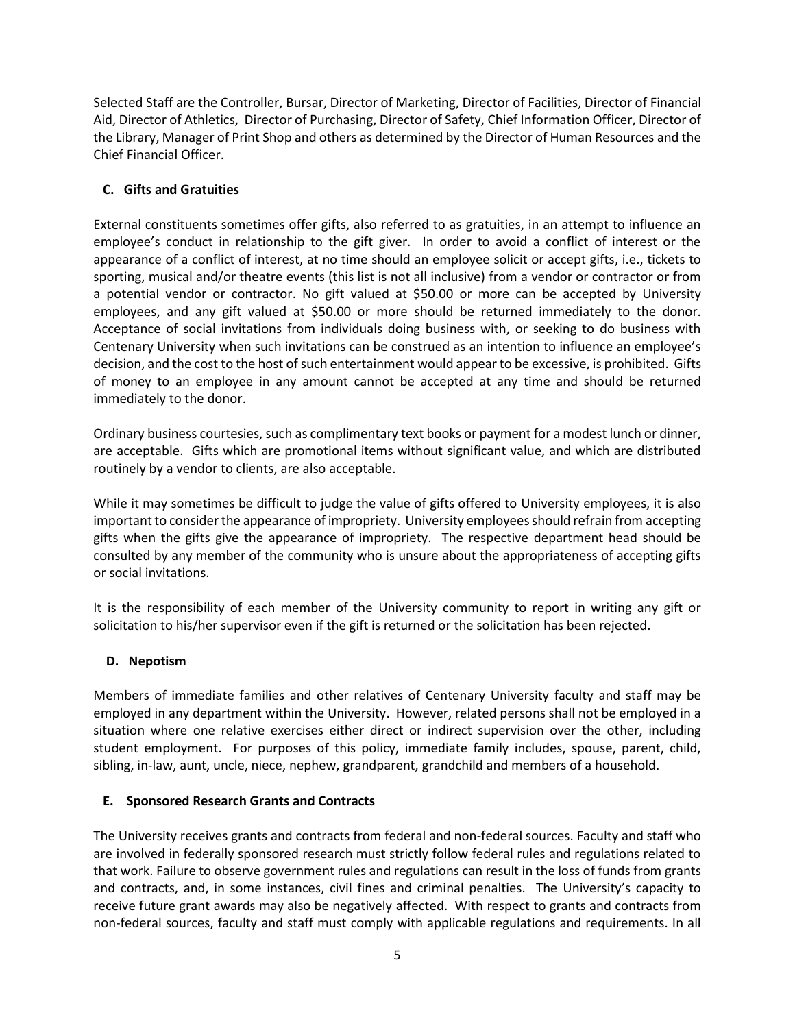Selected Staff are the Controller, Bursar, Director of Marketing, Director of Facilities, Director of Financial Aid, Director of Athletics, Director of Purchasing, Director of Safety, Chief Information Officer, Director of the Library, Manager of Print Shop and others as determined by the Director of Human Resources and the Chief Financial Officer.

### C. Gifts and Gratuities

External constituents sometimes offer gifts, also referred to as gratuities, in an attempt to influence an employee's conduct in relationship to the gift giver. In order to avoid a conflict of interest or the appearance of a conflict of interest, at no time should an employee solicit or accept gifts, i.e., tickets to sporting, musical and/or theatre events (this list is not all inclusive) from a vendor or contractor or from a potential vendor or contractor. No gift valued at $50.00 or more can be accepted by University employees, and any gift valued at $50.00 or more should be returned immediately to the donor. Acceptance of social invitations from individuals doing business with, or seeking to do business with Centenary University when such invitations can be construed as an intention to influence an employee's decision, and the cost to the host of such entertainment would appear to be excessive, is prohibited. Gifts of money to an employee in any amount cannot be accepted at any time and should be returned immediately to the donor.

Ordinary business courtesies, such as complimentary text books or payment for a modest lunch or dinner, are acceptable. Gifts which are promotional items without significant value, and which are distributed routinely by a vendor to clients, are also acceptable.

While it may sometimes be difficult to judge the value of gifts offered to University employees, it is also important to consider the appearance of impropriety. University employees should refrain from accepting gifts when the gifts give the appearance of impropriety. The respective department head should be consulted by any member of the community who is unsure about the appropriateness of accepting gifts or social invitations.

It is the responsibility of each member of the University community to report in writing any gift or solicitation to his/her supervisor even if the gift is returned or the solicitation has been rejected.

### D. Nepotism

Members of immediate families and other relatives of Centenary University faculty and staff may be employed in any department within the University. However, related persons shall not be employed in a situation where one relative exercises either direct or indirect supervision over the other, including student employment. For purposes of this policy, immediate family includes, spouse, parent, child, sibling, in-law, aunt, uncle, niece, nephew, grandparent, grandchild and members of a household.

### E. Sponsored Research Grants and Contracts

The University receives grants and contracts from federal and non-federal sources. Faculty and staff who are involved in federally sponsored research must strictly follow federal rules and regulations related to that work. Failure to observe government rules and regulations can result in the loss of funds from grants and contracts, and, in some instances, civil fines and criminal penalties. The University's capacity to receive future grant awards may also be negatively affected. With respect to grants and contracts from non-federal sources, faculty and staff must comply with applicable regulations and requirements. In all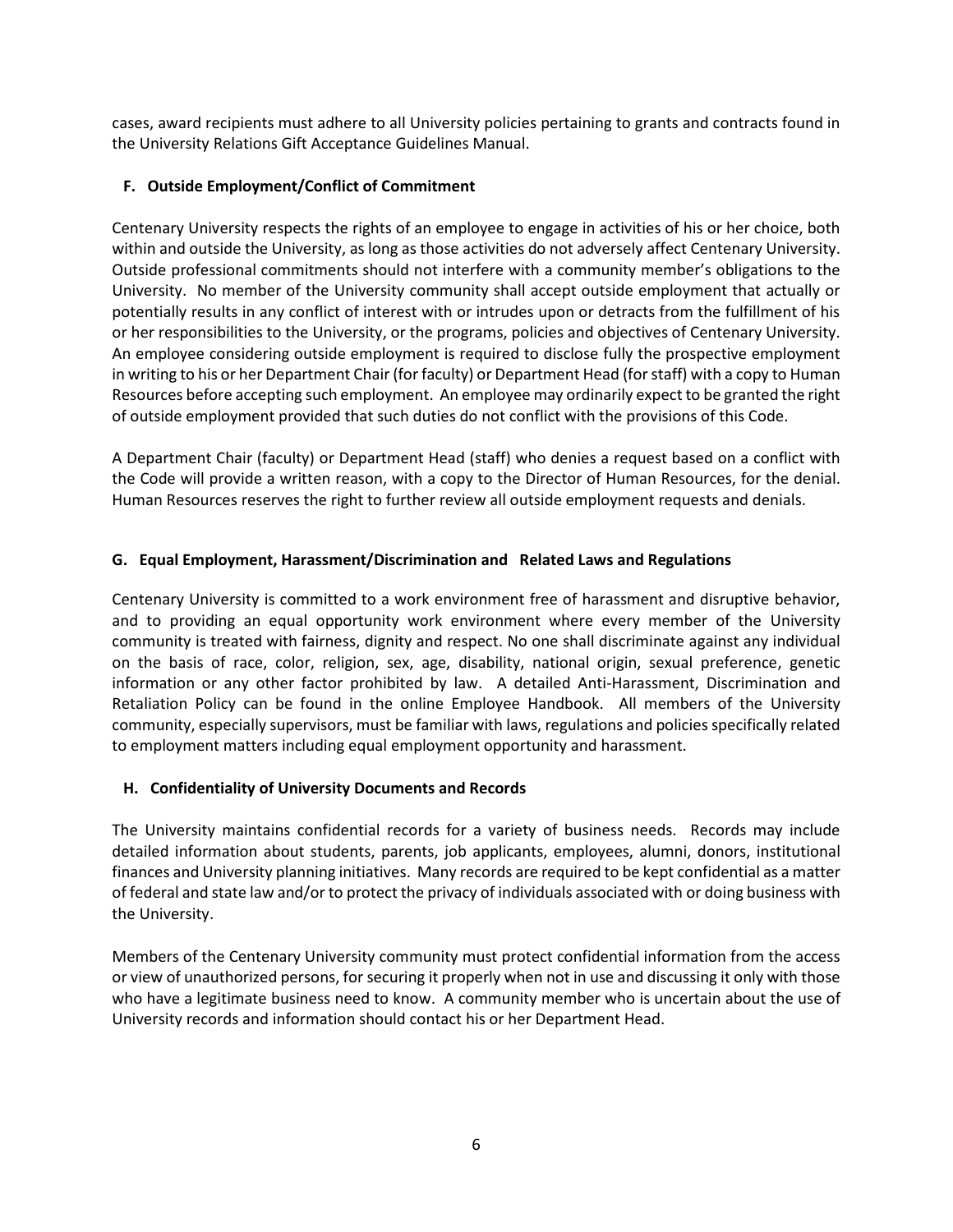cases, award recipients must adhere to all University policies pertaining to grants and contracts found in the University Relations Gift Acceptance Guidelines Manual.

### F. Outside Employment/Conflict of Commitment

Centenary University respects the rights of an employee to engage in activities of his or her choice, both within and outside the University, as long as those activities do not adversely affect Centenary University. Outside professional commitments should not interfere with a community member's obligations to the University. No member of the University community shall accept outside employment that actually or potentially results in any conflict of interest with or intrudes upon or detracts from the fulfillment of his or her responsibilities to the University, or the programs, policies and objectives of Centenary University. An employee considering outside employment is required to disclose fully the prospective employment in writing to his or her Department Chair (for faculty) or Department Head (for staff) with a copy to Human Resources before accepting such employment. An employee may ordinarily expect to be granted the right of outside employment provided that such duties do not conflict with the provisions of this Code.

A Department Chair (faculty) or Department Head (staff) who denies a request based on a conflict with the Code will provide a written reason, with a copy to the Director of Human Resources, for the denial. Human Resources reserves the right to further review all outside employment requests and denials.

### G. Equal Employment, Harassment/Discrimination and Related Laws and Regulations

Centenary University is committed to a work environment free of harassment and disruptive behavior, and to providing an equal opportunity work environment where every member of the University community is treated with fairness, dignity and respect. No one shall discriminate against any individual on the basis of race, color, religion, sex, age, disability, national origin, sexual preference, genetic information or any other factor prohibited by law. A detailed Anti-Harassment, Discrimination and Retaliation Policy can be found in the online Employee Handbook. All members of the University community, especially supervisors, must be familiar with laws, regulations and policies specifically related to employment matters including equal employment opportunity and harassment.

### H. Confidentiality of University Documents and Records

The University maintains confidential records for a variety of business needs. Records may include detailed information about students, parents, job applicants, employees, alumni, donors, institutional finances and University planning initiatives. Many records are required to be kept confidential as a matter of federal and state law and/or to protect the privacy of individuals associated with or doing business with the University.

Members of the Centenary University community must protect confidential information from the access or view of unauthorized persons, for securing it properly when not in use and discussing it only with those who have a legitimate business need to know. A community member who is uncertain about the use of University records and information should contact his or her Department Head.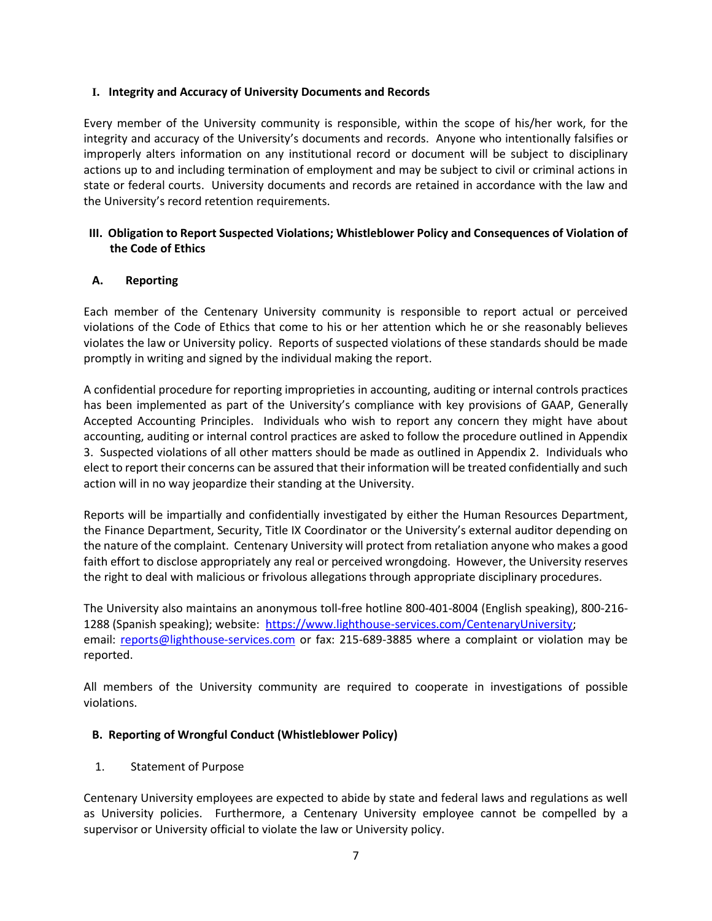**I. Integrity and Accuracy of University Documents and Records**

Every member of the University community is responsible, within the scope of his/her work, for the integrity and accuracy of the University's documents and records. Anyone who intentionally falsifies or improperly alters information on any institutional record or document will be subject to disciplinary actions up to and including termination of employment and may be subject to civil or criminal actions in state or federal courts. University documents and records are retained in accordance with the law and the University's record retention requirements.

## III. Obligation to Report Suspected Violations; Whistleblower Policy and Consequences of Violation of the Code of Ethics

### A. Reporting

Each member of the Centenary University community is responsible to report actual or perceived violations of the Code of Ethics that come to his or her attention which he or she reasonably believes violates the law or University policy. Reports of suspected violations of these standards should be made promptly in writing and signed by the individual making the report.

A confidential procedure for reporting improprieties in accounting, auditing or internal controls practices has been implemented as part of the University's compliance with key provisions of GAAP, Generally Accepted Accounting Principles. Individuals who wish to report any concern they might have about accounting, auditing or internal control practices are asked to follow the procedure outlined in Appendix 3. Suspected violations of all other matters should be made as outlined in Appendix 2. Individuals who elect to report their concerns can be assured that their information will be treated confidentially and such action will in no way jeopardize their standing at the University.

Reports will be impartially and confidentially investigated by either the Human Resources Department, the Finance Department, Security, Title IX Coordinator or the University's external auditor depending on the nature of the complaint. Centenary University will protect from retaliation anyone who makes a good faith effort to disclose appropriately any real or perceived wrongdoing. However, the University reserves the right to deal with malicious or frivolous allegations through appropriate disciplinary procedures.

The University also maintains an anonymous toll-free hotline 800-401-8004 (English speaking), 800-216-1288 (Spanish speaking); website: [https://www.lighthouse-services.com/CentenaryUniversity](https://www.lighthouse-services.com/CentenaryUniversity); email: [reports@lighthouse-services.com](mailto:reports@lighthouse-services.com) or fax: 215-689-3885 where a complaint or violation may be reported.

All members of the University community are required to cooperate in investigations of possible violations.

### B. Reporting of Wrongful Conduct (Whistleblower Policy)

1. Statement of Purpose

Centenary University employees are expected to abide by state and federal laws and regulations as well as University policies. Furthermore, a Centenary University employee cannot be compelled by a supervisor or University official to violate the law or University policy.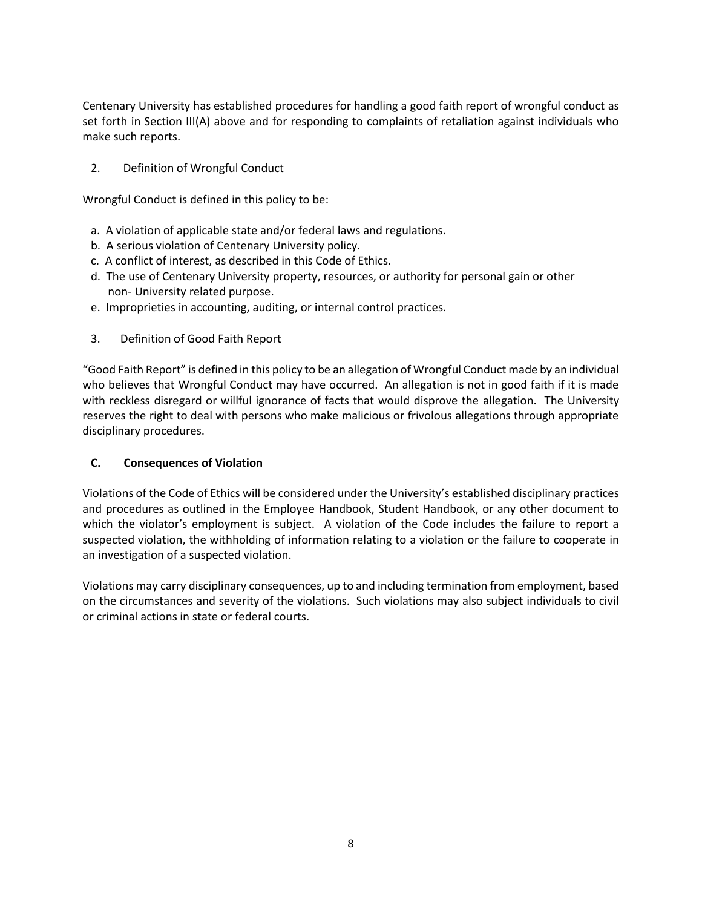Centenary University has established procedures for handling a good faith report of wrongful conduct as set forth in Section III(A) above and for responding to complaints of retaliation against individuals who make such reports.

2. Definition of Wrongful Conduct

Wrongful Conduct is defined in this policy to be:

a. A violation of applicable state and/or federal laws and regulations.
b. A serious violation of Centenary University policy.
c. A conflict of interest, as described in this Code of Ethics.
d. The use of Centenary University property, resources, or authority for personal gain or other non- University related purpose.
e. Improprieties in accounting, auditing, or internal control practices.

3. Definition of Good Faith Report

"Good Faith Report" is defined in this policy to be an allegation of Wrongful Conduct made by an individual who believes that Wrongful Conduct may have occurred. An allegation is not in good faith if it is made with reckless disregard or willful ignorance of facts that would disprove the allegation. The University reserves the right to deal with persons who make malicious or frivolous allegations through appropriate disciplinary procedures.

### C. Consequences of Violation

Violations of the Code of Ethics will be considered under the University's established disciplinary practices and procedures as outlined in the Employee Handbook, Student Handbook, or any other document to which the violator's employment is subject. A violation of the Code includes the failure to report a suspected violation, the withholding of information relating to a violation or the failure to cooperate in an investigation of a suspected violation.

Violations may carry disciplinary consequences, up to and including termination from employment, based on the circumstances and severity of the violations. Such violations may also subject individuals to civil or criminal actions in state or federal courts.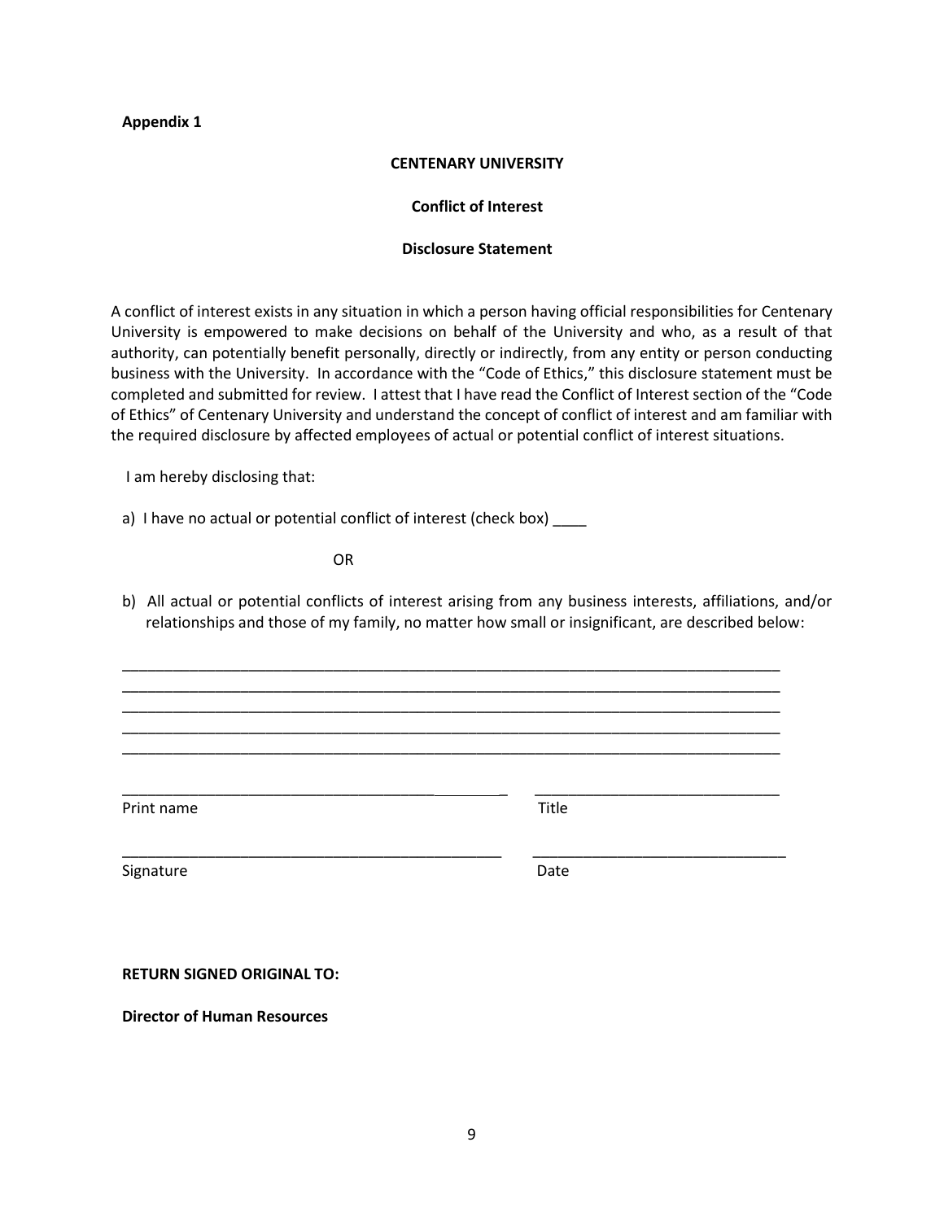**Appendix 1**

**CENTENARY UNIVERSITY**

**Conflict of Interest**

**Disclosure Statement**

A conflict of interest exists in any situation in which a person having official responsibilities for Centenary University is empowered to make decisions on behalf of the University and who, as a result of that authority, can potentially benefit personally, directly or indirectly, from any entity or person conducting business with the University. In accordance with the "Code of Ethics," this disclosure statement must be completed and submitted for review. I attest that I have read the Conflict of Interest section of the "Code of Ethics" of Centenary University and understand the concept of conflict of interest and am familiar with the required disclosure by affected employees of actual or potential conflict of interest situations.

I am hereby disclosing that:

a) I have no actual or potential conflict of interest (check box) ____

OR

b) All actual or potential conflicts of interest arising from any business interests, affiliations, and/or relationships and those of my family, no matter how small or insignificant, are described below:

________________________________________________________________________________
________________________________________________________________________________
________________________________________________________________________________
________________________________________________________________________________
________________________________________________________________________________

_______________________________________________ _____________________________
Print name Title

_______________________________________________ ______________________________
Signature Date

**RETURN SIGNED ORIGINAL TO:**

**Director of Human Resources**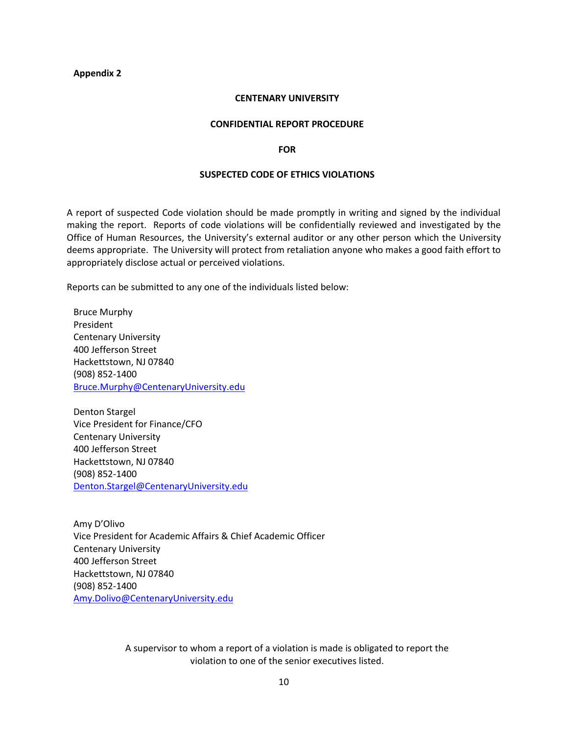**Appendix 2**

**CENTENARY UNIVERSITY**

**CONFIDENTIAL REPORT PROCEDURE**

**FOR**

**SUSPECTED CODE OF ETHICS VIOLATIONS**

A report of suspected Code violation should be made promptly in writing and signed by the individual making the report. Reports of code violations will be confidentially reviewed and investigated by the Office of Human Resources, the University's external auditor or any other person which the University deems appropriate. The University will protect from retaliation anyone who makes a good faith effort to appropriately disclose actual or perceived violations.

Reports can be submitted to any one of the individuals listed below:

Bruce Murphy
President
Centenary University
400 Jefferson Street
Hackettstown, NJ 07840
(908) 852-1400
Bruce.Murphy@CentenaryUniversity.edu

Denton Stargel
Vice President for Finance/CFO
Centenary University
400 Jefferson Street
Hackettstown, NJ 07840
(908) 852-1400
Denton.Stargel@CentenaryUniversity.edu

Amy D'Olivo
Vice President for Academic Affairs & Chief Academic Officer
Centenary University
400 Jefferson Street
Hackettstown, NJ 07840
(908) 852-1400
Amy.Dolivo@CentenaryUniversity.edu

A supervisor to whom a report of a violation is made is obligated to report the violation to one of the senior executives listed.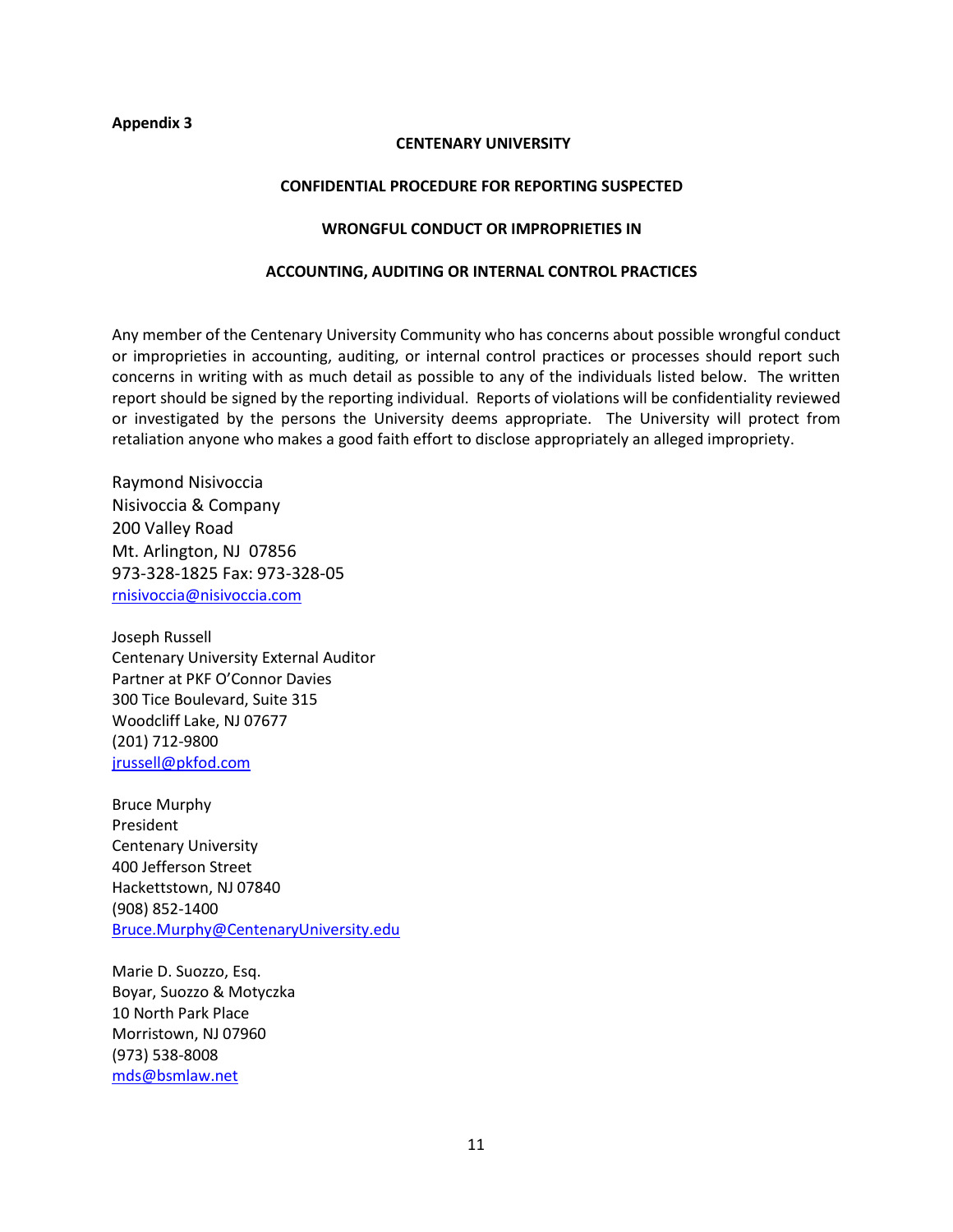**Appendix 3**

**CENTENARY UNIVERSITY**

**CONFIDENTIAL PROCEDURE FOR REPORTING SUSPECTED**

**WRONGFUL CONDUCT OR IMPROPRIETIES IN**

**ACCOUNTING, AUDITING OR INTERNAL CONTROL PRACTICES**

Any member of the Centenary University Community who has concerns about possible wrongful conduct or improprieties in accounting, auditing, or internal control practices or processes should report such concerns in writing with as much detail as possible to any of the individuals listed below. The written report should be signed by the reporting individual. Reports of violations will be confidentiality reviewed or investigated by the persons the University deems appropriate. The University will protect from retaliation anyone who makes a good faith effort to disclose appropriately an alleged impropriety.

Raymond Nisivoccia
Nisivoccia & Company
200 Valley Road
Mt. Arlington, NJ 07856
973-328-1825 Fax: 973-328-05
rnisivoccia@nisivoccia.com

Joseph Russell
Centenary University External Auditor
Partner at PKF O'Connor Davies
300 Tice Boulevard, Suite 315
Woodcliff Lake, NJ 07677
(201) 712-9800
jrussell@pkfod.com

Bruce Murphy
President
Centenary University
400 Jefferson Street
Hackettstown, NJ 07840
(908) 852-1400
Bruce.Murphy@CentenaryUniversity.edu

Marie D. Suozzo, Esq.
Boyar, Suozzo & Motyczka
10 North Park Place
Morristown, NJ 07960
(973) 538-8008
mds@bsmlaw.net